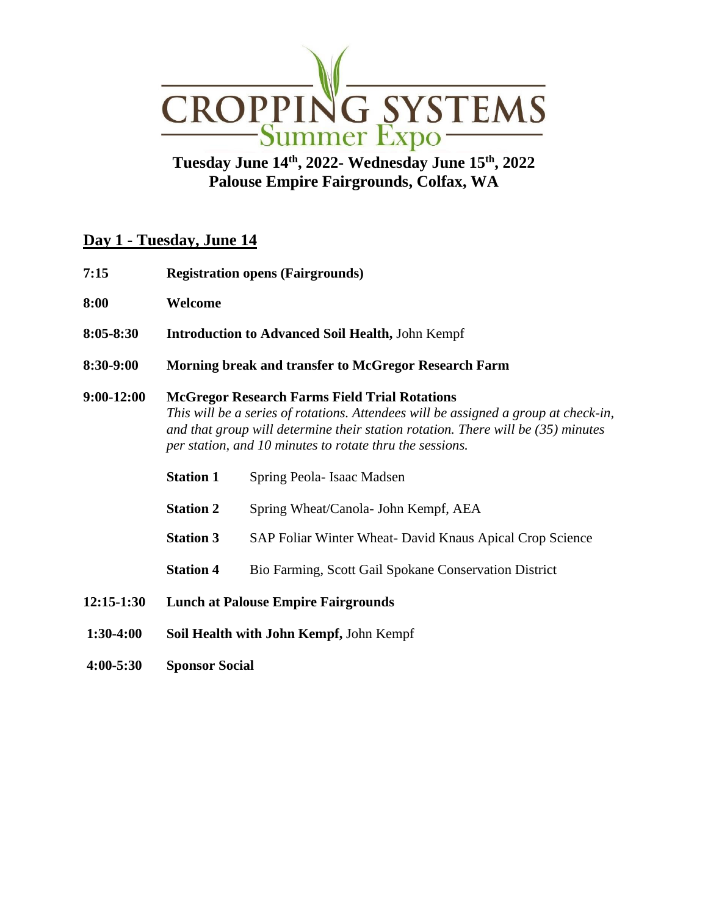# CROPPING SYSTEMS
## Summer Expo

**Tuesday June 14th, 2022- Wednesday June 15th, 2022**
**Palouse Empire Fairgrounds, Colfax, WA**

## Day 1 - Tuesday, June 14

**7:15** **Registration opens (Fairgrounds)**

**8:00** **Welcome**

**8:05-8:30** **Introduction to Advanced Soil Health,** John Kempf

**8:30-9:00** **Morning break and transfer to McGregor Research Farm**

**9:00-12:00** **McGregor Research Farms Field Trial Rotations**
*This will be a series of rotations. Attendees will be assigned a group at check-in, and that group will determine their station rotation. There will be (35) minutes per station, and 10 minutes to rotate thru the sessions.*

- **Station 1** Spring Peola- Isaac Madsen
- **Station 2** Spring Wheat/Canola- John Kempf, AEA
- **Station 3** SAP Foliar Winter Wheat- David Knaus Apical Crop Science
- **Station 4** Bio Farming, Scott Gail Spokane Conservation District

**12:15-1:30** **Lunch at Palouse Empire Fairgrounds**

**1:30-4:00** **Soil Health with John Kempf,** John Kempf

**4:00-5:30** **Sponsor Social**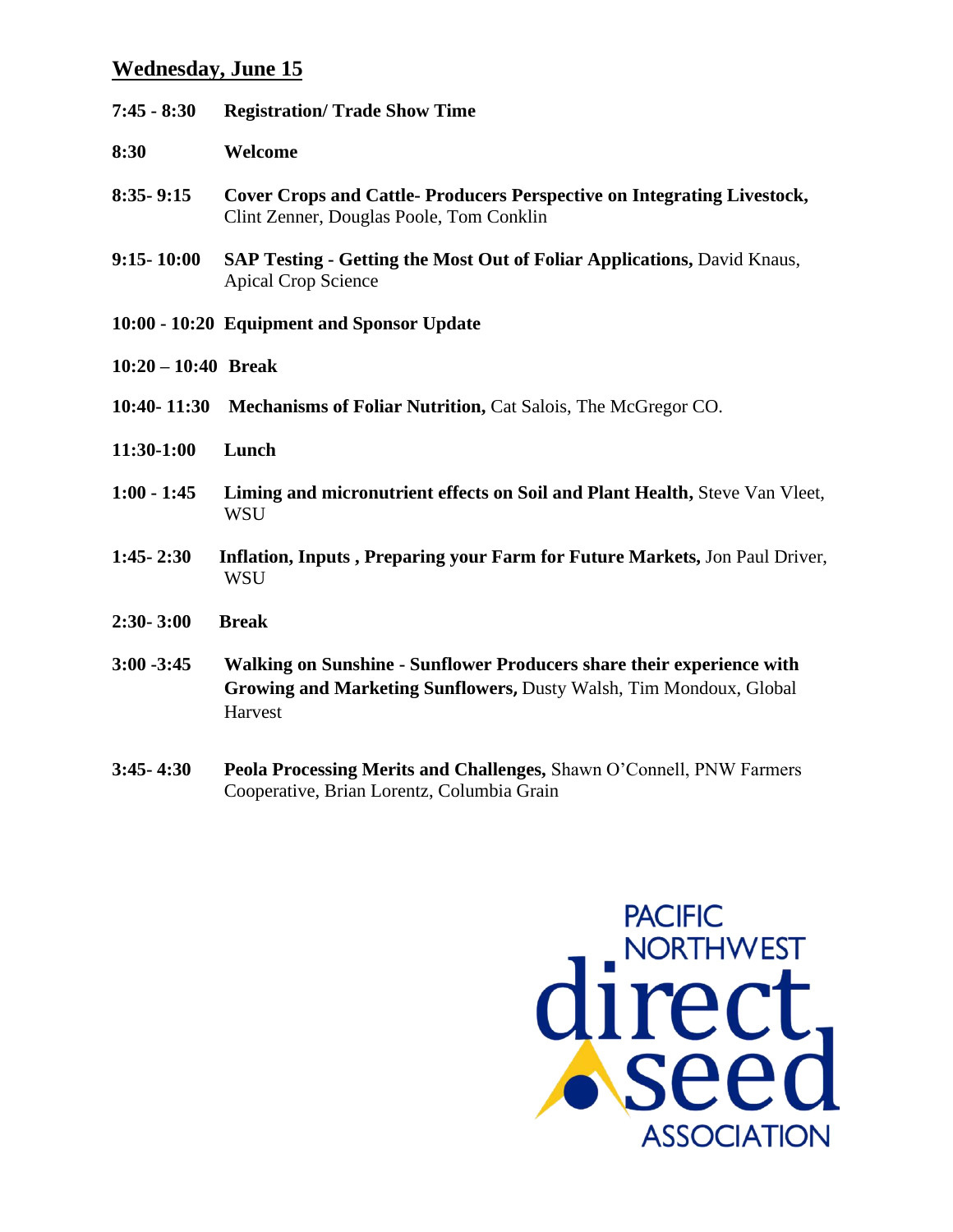## Wednesday, June 15

**7:45 - 8:30** **Registration/ Trade Show Time**

**8:30** **Welcome**

**8:35- 9:15** **Cover Crops and Cattle- Producers Perspective on Integrating Livestock,** Clint Zenner, Douglas Poole, Tom Conklin

**9:15- 10:00** **SAP Testing - Getting the Most Out of Foliar Applications,** David Knaus, Apical Crop Science

**10:00 - 10:20** **Equipment and Sponsor Update**

**10:20 – 10:40** **Break**

**10:40- 11:30** **Mechanisms of Foliar Nutrition,** Cat Salois, The McGregor CO.

**11:30-1:00** **Lunch**

**1:00 - 1:45** **Liming and micronutrient effects on Soil and Plant Health,** Steve Van Vleet, WSU

**1:45- 2:30** **Inflation, Inputs , Preparing your Farm for Future Markets,** Jon Paul Driver, WSU

**2:30- 3:00** **Break**

**3:00 -3:45** **Walking on Sunshine - Sunflower Producers share their experience with Growing and Marketing Sunflowers,** Dusty Walsh, Tim Mondoux, Global Harvest

**3:45- 4:30** **Peola Processing Merits and Challenges,** Shawn O'Connell, PNW Farmers Cooperative, Brian Lorentz, Columbia Grain

PACIFIC NORTHWEST direct seed ASSOCIATION